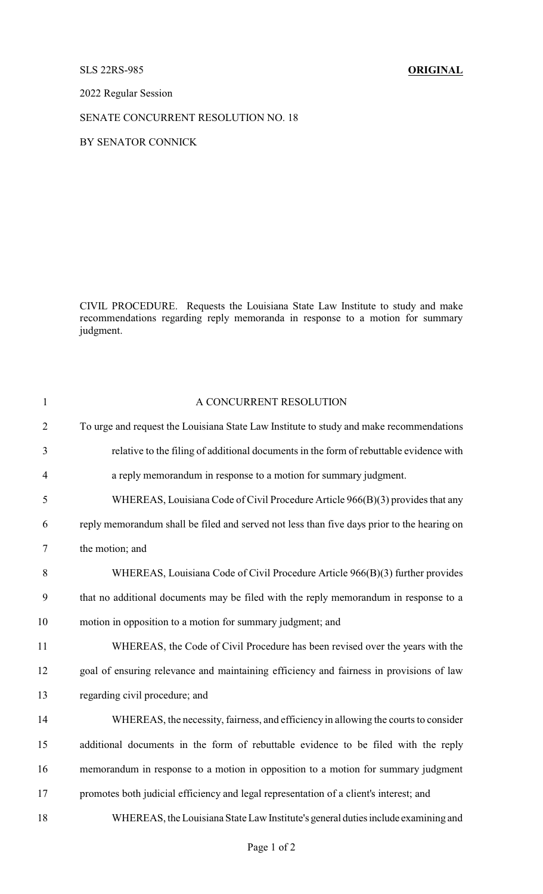SLS 22RS-985 **ORIGINAL**

2022 Regular Session

SENATE CONCURRENT RESOLUTION NO. 18

BY SENATOR CONNICK

CIVIL PROCEDURE. Requests the Louisiana State Law Institute to study and make recommendations regarding reply memoranda in response to a motion for summary judgment.

A CONCURRENT RESOLUTION

To urge and request the Louisiana State Law Institute to study and make recommendations relative to the filing of additional documents in the form of rebuttable evidence with a reply memorandum in response to a motion for summary judgment.

WHEREAS, Louisiana Code of Civil Procedure Article 966(B)(3) provides that any reply memorandum shall be filed and served not less than five days prior to the hearing on the motion; and

WHEREAS, Louisiana Code of Civil Procedure Article 966(B)(3) further provides that no additional documents may be filed with the reply memorandum in response to a motion in opposition to a motion for summary judgment; and

WHEREAS, the Code of Civil Procedure has been revised over the years with the goal of ensuring relevance and maintaining efficiency and fairness in provisions of law regarding civil procedure; and

WHEREAS, the necessity, fairness, and efficiency in allowing the courts to consider additional documents in the form of rebuttable evidence to be filed with the reply memorandum in response to a motion in opposition to a motion for summary judgment promotes both judicial efficiency and legal representation of a client's interest; and

WHEREAS, the Louisiana State Law Institute's general duties include examining and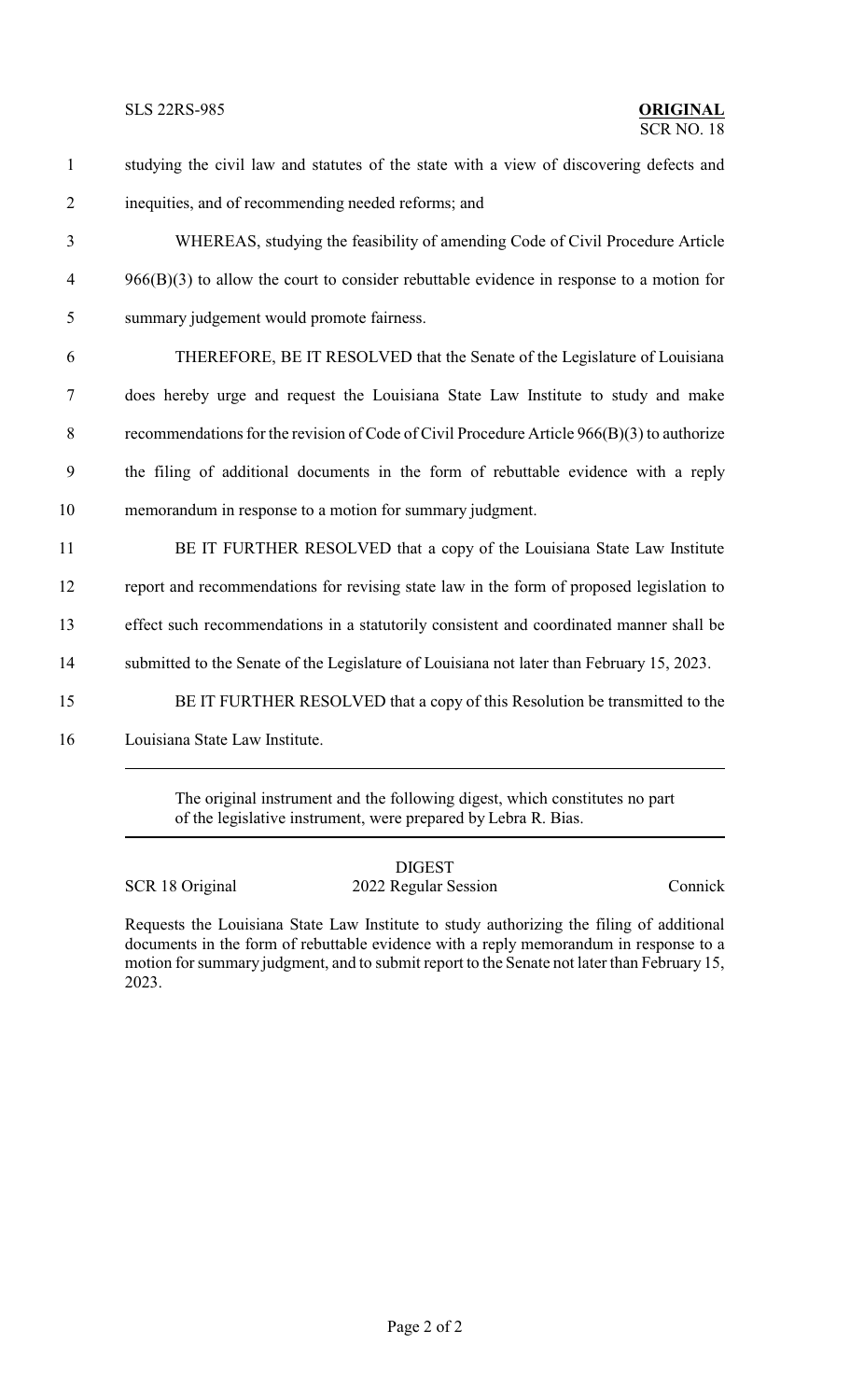studying the civil law and statutes of the state with a view of discovering defects and inequities, and of recommending needed reforms; and

WHEREAS, studying the feasibility of amending Code of Civil Procedure Article 966(B)(3) to allow the court to consider rebuttable evidence in response to a motion for summary judgement would promote fairness.

THEREFORE, BE IT RESOLVED that the Senate of the Legislature of Louisiana does hereby urge and request the Louisiana State Law Institute to study and make recommendations for the revision of Code of Civil Procedure Article 966(B)(3) to authorize the filing of additional documents in the form of rebuttable evidence with a reply memorandum in response to a motion for summary judgment.

BE IT FURTHER RESOLVED that a copy of the Louisiana State Law Institute report and recommendations for revising state law in the form of proposed legislation to effect such recommendations in a statutorily consistent and coordinated manner shall be submitted to the Senate of the Legislature of Louisiana not later than February 15, 2023.

BE IT FURTHER RESOLVED that a copy of this Resolution be transmitted to the Louisiana State Law Institute.

---

The original instrument and the following digest, which constitutes no part of the legislative instrument, were prepared by Lebra R. Bias.

---

DIGEST

SCR 18 Original — 2022 Regular Session — Connick

Requests the Louisiana State Law Institute to study authorizing the filing of additional documents in the form of rebuttable evidence with a reply memorandum in response to a motion for summary judgment, and to submit report to the Senate not later than February 15, 2023.